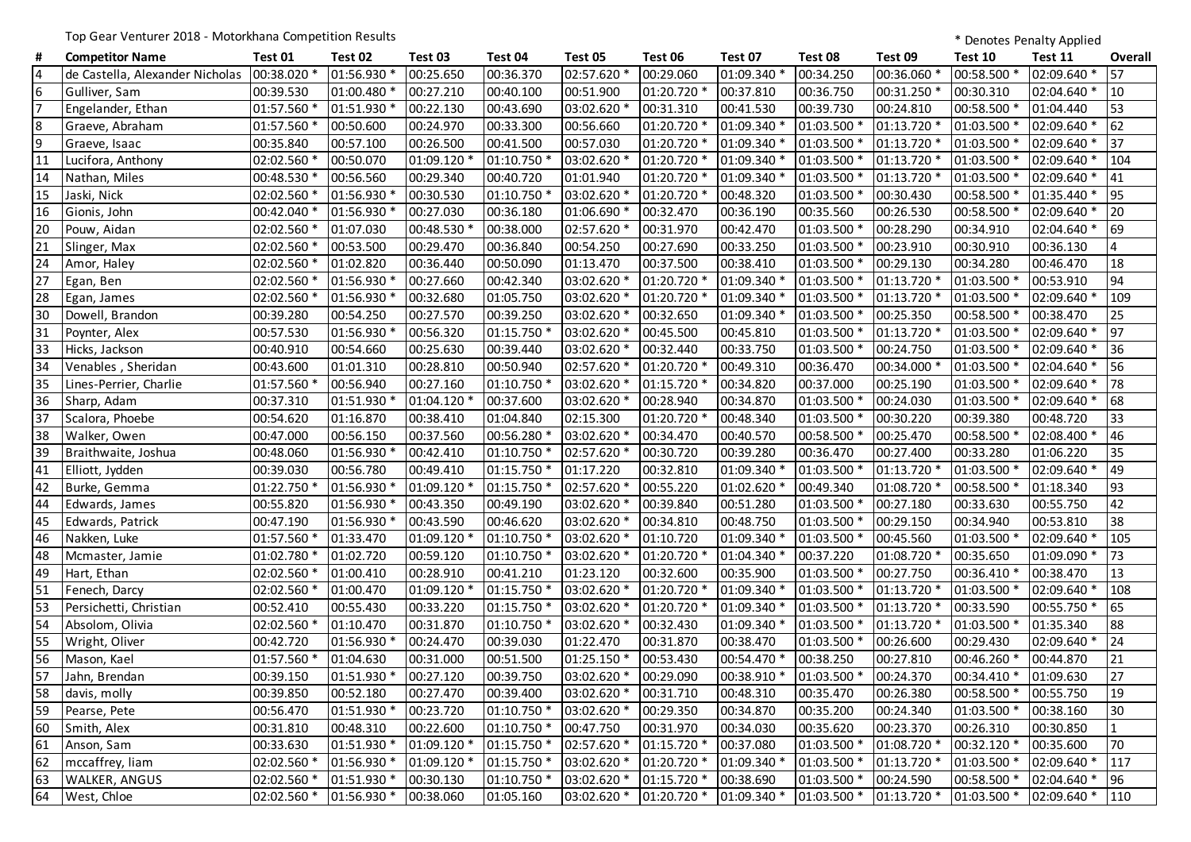Top Gear Venturer 2018 - Motorkhana Competition Results

\* Denotes Penalty Applied

| # | Competitor Name | Test 01 | Test 02 | Test 03 | Test 04 | Test 05 | Test 06 | Test 07 | Test 08 | Test 09 | Test 10 | Test 11 | Overall |
|---|---|---|---|---|---|---|---|---|---|---|---|---|---|
| 4 | de Castella, Alexander Nicholas | 00:38.020 * | 01:56.930 * | 00:25.650 | 00:36.370 | 02:57.620 * | 00:29.060 | 01:09.340 * | 00:34.250 | 00:36.060 * | 00:58.500 * | 02:09.640 * | 57 |
| 6 | Gulliver, Sam | 00:39.530 | 01:00.480 * | 00:27.210 | 00:40.100 | 00:51.900 | 01:20.720 * | 00:37.810 | 00:36.750 | 00:31.250 * | 00:30.310 | 02:04.640 * | 10 |
| 7 | Engelander, Ethan | 01:57.560 * | 01:51.930 * | 00:22.130 | 00:43.690 | 03:02.620 * | 00:31.310 | 00:41.530 | 00:39.730 | 00:24.810 | 00:58.500 * | 01:04.440 | 53 |
| 8 | Graeve, Abraham | 01:57.560 * | 00:50.600 | 00:24.970 | 00:33.300 | 00:56.660 | 01:20.720 * | 01:09.340 * | 01:03.500 * | 01:13.720 * | 01:03.500 * | 02:09.640 * | 62 |
| 9 | Graeve, Isaac | 00:35.840 | 00:57.100 | 00:26.500 | 00:41.500 | 00:57.030 | 01:20.720 * | 01:09.340 * | 01:03.500 * | 01:13.720 * | 01:03.500 * | 02:09.640 * | 37 |
| 11 | Lucifora, Anthony | 02:02.560 * | 00:50.070 | 01:09.120 * | 01:10.750 * | 03:02.620 * | 01:20.720 * | 01:09.340 * | 01:03.500 * | 01:13.720 * | 01:03.500 * | 02:09.640 * | 104 |
| 14 | Nathan, Miles | 00:48.530 * | 00:56.560 | 00:29.340 | 00:40.720 | 01:01.940 | 01:20.720 * | 01:09.340 * | 01:03.500 * | 01:13.720 * | 01:03.500 * | 02:09.640 * | 41 |
| 15 | Jaski, Nick | 02:02.560 * | 01:56.930 * | 00:30.530 | 01:10.750 * | 03:02.620 * | 01:20.720 * | 00:48.320 | 01:03.500 * | 00:30.430 | 00:58.500 * | 01:35.440 * | 95 |
| 16 | Gionis, John | 00:42.040 * | 01:56.930 * | 00:27.030 | 00:36.180 | 01:06.690 * | 00:32.470 | 00:36.190 | 00:35.560 | 00:26.530 | 00:58.500 * | 02:09.640 * | 20 |
| 20 | Pouw, Aidan | 02:02.560 * | 01:07.030 | 00:48.530 * | 00:38.000 | 02:57.620 * | 00:31.970 | 00:42.470 | 01:03.500 * | 00:28.290 | 00:34.910 | 02:04.640 * | 69 |
| 21 | Slinger, Max | 02:02.560 * | 00:53.500 | 00:29.470 | 00:36.840 | 00:54.250 | 00:27.690 | 00:33.250 | 01:03.500 * | 00:23.910 | 00:30.910 | 00:36.130 | 4 |
| 24 | Amor, Haley | 02:02.560 * | 01:02.820 | 00:36.440 | 00:50.090 | 01:13.470 | 00:37.500 | 00:38.410 | 01:03.500 * | 00:29.130 | 00:34.280 | 00:46.470 | 18 |
| 27 | Egan, Ben | 02:02.560 * | 01:56.930 * | 00:27.660 | 00:42.340 | 03:02.620 * | 01:20.720 * | 01:09.340 * | 01:03.500 * | 01:13.720 * | 01:03.500 * | 00:53.910 | 94 |
| 28 | Egan, James | 02:02.560 * | 01:56.930 * | 00:32.680 | 01:05.750 | 03:02.620 * | 01:20.720 * | 01:09.340 * | 01:03.500 * | 01:13.720 * | 01:03.500 * | 02:09.640 * | 109 |
| 30 | Dowell, Brandon | 00:39.280 | 00:54.250 | 00:27.570 | 00:39.250 | 03:02.620 * | 00:32.650 | 01:09.340 * | 01:03.500 * | 00:25.350 | 00:58.500 * | 00:38.470 | 25 |
| 31 | Poynter, Alex | 00:57.530 | 01:56.930 * | 00:56.320 | 01:15.750 * | 03:02.620 * | 00:45.500 | 00:45.810 | 01:03.500 * | 01:13.720 * | 01:03.500 * | 02:09.640 * | 97 |
| 33 | Hicks, Jackson | 00:40.910 | 00:54.660 | 00:25.630 | 00:39.440 | 03:02.620 * | 00:32.440 | 00:33.750 | 01:03.500 * | 00:24.750 | 01:03.500 * | 02:09.640 * | 36 |
| 34 | Venables , Sheridan | 00:43.600 | 01:01.310 | 00:28.810 | 00:50.940 | 02:57.620 * | 01:20.720 * | 00:49.310 | 00:36.470 | 00:34.000 * | 01:03.500 * | 02:04.640 * | 56 |
| 35 | Lines-Perrier, Charlie | 01:57.560 * | 00:56.940 | 00:27.160 | 01:10.750 * | 03:02.620 * | 01:15.720 * | 00:34.820 | 00:37.000 | 00:25.190 | 01:03.500 * | 02:09.640 * | 78 |
| 36 | Sharp, Adam | 00:37.310 | 01:51.930 * | 01:04.120 * | 00:37.600 | 03:02.620 * | 00:28.940 | 00:34.870 | 01:03.500 * | 00:24.030 | 01:03.500 * | 02:09.640 * | 68 |
| 37 | Scalora, Phoebe | 00:54.620 | 01:16.870 | 00:38.410 | 01:04.840 | 02:15.300 | 01:20.720 * | 00:48.340 | 01:03.500 * | 00:30.220 | 00:39.380 | 00:48.720 | 33 |
| 38 | Walker, Owen | 00:47.000 | 00:56.150 | 00:37.560 | 00:56.280 * | 03:02.620 * | 00:34.470 | 00:40.570 | 00:58.500 * | 00:25.470 | 00:58.500 * | 02:08.400 * | 46 |
| 39 | Braithwaite, Joshua | 00:48.060 | 01:56.930 * | 00:42.410 | 01:10.750 * | 02:57.620 * | 00:30.720 | 00:39.280 | 00:36.470 | 00:27.400 | 00:33.280 | 01:06.220 | 35 |
| 41 | Elliott, Jydden | 00:39.030 | 00:56.780 | 00:49.410 | 01:15.750 * | 01:17.220 | 00:32.810 | 01:09.340 * | 01:03.500 * | 01:13.720 * | 01:03.500 * | 02:09.640 * | 49 |
| 42 | Burke, Gemma | 01:22.750 * | 01:56.930 * | 01:09.120 * | 01:15.750 * | 02:57.620 * | 00:55.220 | 01:02.620 * | 00:49.340 | 01:08.720 * | 00:58.500 * | 01:18.340 | 93 |
| 44 | Edwards, James | 00:55.820 | 01:56.930 * | 00:43.350 | 00:49.190 | 03:02.620 * | 00:39.840 | 00:51.280 | 01:03.500 * | 00:27.180 | 00:33.630 | 00:55.750 | 42 |
| 45 | Edwards, Patrick | 00:47.190 | 01:56.930 * | 00:43.590 | 00:46.620 | 03:02.620 * | 00:34.810 | 00:48.750 | 01:03.500 * | 00:29.150 | 00:34.940 | 00:53.810 | 38 |
| 46 | Nakken, Luke | 01:57.560 * | 01:33.470 | 01:09.120 * | 01:10.750 * | 03:02.620 * | 01:10.720 | 01:09.340 * | 01:03.500 * | 00:45.560 | 01:03.500 * | 02:09.640 * | 105 |
| 48 | Mcmaster, Jamie | 01:02.780 * | 01:02.720 | 00:59.120 | 01:10.750 * | 03:02.620 * | 01:20.720 * | 01:04.340 * | 00:37.220 | 01:08.720 * | 00:35.650 | 01:09.090 * | 73 |
| 49 | Hart, Ethan | 02:02.560 * | 01:00.410 | 00:28.910 | 00:41.210 | 01:23.120 | 00:32.600 | 00:35.900 | 01:03.500 * | 00:27.750 | 00:36.410 * | 00:38.470 | 13 |
| 51 | Fenech, Darcy | 02:02.560 * | 01:00.470 | 01:09.120 * | 01:15.750 * | 03:02.620 * | 01:20.720 * | 01:09.340 * | 01:03.500 * | 01:13.720 * | 01:03.500 * | 02:09.640 * | 108 |
| 53 | Persichetti, Christian | 00:52.410 | 00:55.430 | 00:33.220 | 01:15.750 * | 03:02.620 * | 01:20.720 * | 01:09.340 * | 01:03.500 * | 01:13.720 * | 00:33.590 | 00:55.750 * | 65 |
| 54 | Absolom, Olivia | 02:02.560 * | 01:10.470 | 00:31.870 | 01:10.750 * | 03:02.620 * | 00:32.430 | 01:09.340 * | 01:03.500 * | 01:13.720 * | 01:03.500 * | 01:35.340 | 88 |
| 55 | Wright, Oliver | 00:42.720 | 01:56.930 * | 00:24.470 | 00:39.030 | 01:22.470 | 00:31.870 | 00:38.470 | 01:03.500 * | 00:26.600 | 00:29.430 | 02:09.640 * | 24 |
| 56 | Mason, Kael | 01:57.560 * | 01:04.630 | 00:31.000 | 00:51.500 | 01:25.150 * | 00:53.430 | 00:54.470 * | 00:38.250 | 00:27.810 | 00:46.260 * | 00:44.870 | 21 |
| 57 | Jahn, Brendan | 00:39.150 | 01:51.930 * | 00:27.120 | 00:39.750 | 03:02.620 * | 00:29.090 | 00:38.910 * | 01:03.500 * | 00:24.370 | 00:34.410 * | 01:09.630 | 27 |
| 58 | davis, molly | 00:39.850 | 00:52.180 | 00:27.470 | 00:39.400 | 03:02.620 * | 00:31.710 | 00:48.310 | 00:35.470 | 00:26.380 | 00:58.500 * | 00:55.750 | 19 |
| 59 | Pearse, Pete | 00:56.470 | 01:51.930 * | 00:23.720 | 01:10.750 * | 03:02.620 * | 00:29.350 | 00:34.870 | 00:35.200 | 00:24.340 | 01:03.500 * | 00:38.160 | 30 |
| 60 | Smith, Alex | 00:31.810 | 00:48.310 | 00:22.600 | 01:10.750 * | 00:47.750 | 00:31.970 | 00:34.030 | 00:35.620 | 00:23.370 | 00:26.310 | 00:30.850 | 1 |
| 61 | Anson, Sam | 00:33.630 | 01:51.930 * | 01:09.120 * | 01:15.750 * | 02:57.620 * | 01:15.720 * | 00:37.080 | 01:03.500 * | 01:08.720 * | 00:32.120 * | 00:35.600 | 70 |
| 62 | mccaffrey, liam | 02:02.560 * | 01:56.930 * | 01:09.120 * | 01:15.750 * | 03:02.620 * | 01:20.720 * | 01:09.340 * | 01:03.500 * | 01:13.720 * | 01:03.500 * | 02:09.640 * | 117 |
| 63 | WALKER, ANGUS | 02:02.560 * | 01:51.930 * | 00:30.130 | 01:10.750 * | 03:02.620 * | 01:15.720 * | 00:38.690 | 01:03.500 * | 00:24.590 | 00:58.500 * | 02:04.640 * | 96 |
| 64 | West, Chloe | 02:02.560 * | 01:56.930 * | 00:38.060 | 01:05.160 | 03:02.620 * | 01:20.720 * | 01:09.340 * | 01:03.500 * | 01:13.720 * | 01:03.500 * | 02:09.640 * | 110 |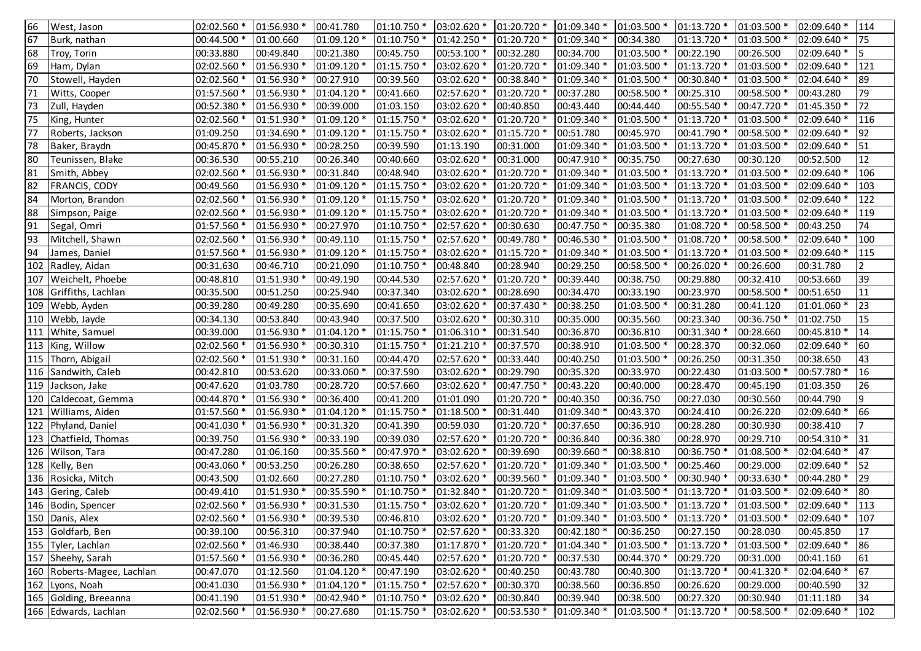| 66 | West, Jason | 02:02.560 * | 01:56.930 * | 00:41.780 | 01:10.750 * | 03:02.620 * | 01:20.720 * | 01:09.340 * | 01:03.500 * | 01:13.720 * | 01:03.500 * | 02:09.640 * | 114 |
|---|---|---|---|---|---|---|---|---|---|---|---|---|---|
| 67 | Burk, nathan | 00:44.500 * | 01:00.660 | 01:09.120 * | 01:10.750 * | 01:42.250 * | 01:20.720 * | 01:09.340 * | 00:34.380 | 01:13.720 * | 01:03.500 * | 02:09.640 * | 75 |
| 68 | Troy, Torin | 00:33.880 | 00:49.840 | 00:21.380 | 00:45.750 | 00:53.100 * | 00:32.280 | 00:34.700 | 01:03.500 * | 00:22.190 | 00:26.500 | 02:09.640 * | 5 |
| 69 | Ham, Dylan | 02:02.560 * | 01:56.930 * | 01:09.120 * | 01:15.750 * | 03:02.620 * | 01:20.720 * | 01:09.340 * | 01:03.500 * | 01:13.720 * | 01:03.500 * | 02:09.640 * | 121 |
| 70 | Stowell, Hayden | 02:02.560 * | 01:56.930 * | 00:27.910 | 00:39.560 | 03:02.620 * | 00:38.840 * | 01:09.340 * | 01:03.500 * | 00:30.840 * | 01:03.500 * | 02:04.640 * | 89 |
| 71 | Witts, Cooper | 01:57.560 * | 01:56.930 * | 01:04.120 * | 00:41.660 | 02:57.620 * | 01:20.720 * | 00:37.280 | 00:58.500 * | 00:25.310 | 00:58.500 * | 00:43.280 | 79 |
| 73 | Zull, Hayden | 00:52.380 * | 01:56.930 * | 00:39.000 | 01:03.150 | 03:02.620 * | 00:40.850 | 00:43.440 | 00:44.440 | 00:55.540 * | 00:47.720 * | 01:45.350 * | 72 |
| 75 | King, Hunter | 02:02.560 * | 01:51.930 * | 01:09.120 * | 01:15.750 * | 03:02.620 * | 01:20.720 * | 01:09.340 * | 01:03.500 * | 01:13.720 * | 01:03.500 * | 02:09.640 * | 116 |
| 77 | Roberts, Jackson | 01:09.250 | 01:34.690 * | 01:09.120 * | 01:15.750 * | 03:02.620 * | 01:15.720 * | 00:51.780 | 00:45.970 | 00:41.790 * | 00:58.500 * | 02:09.640 * | 92 |
| 78 | Baker, Braydn | 00:45.870 * | 01:56.930 * | 00:28.250 | 00:39.590 | 01:13.190 | 00:31.000 | 01:09.340 * | 01:03.500 * | 01:13.720 * | 01:03.500 * | 02:09.640 * | 51 |
| 80 | Teunissen, Blake | 00:36.530 | 00:55.210 | 00:26.340 | 00:40.660 | 03:02.620 * | 00:31.000 | 00:47.910 * | 00:35.750 | 00:27.630 | 00:30.120 | 00:52.500 | 12 |
| 81 | Smith, Abbey | 02:02.560 * | 01:56.930 * | 00:31.840 | 00:48.940 | 03:02.620 * | 01:20.720 * | 01:09.340 * | 01:03.500 * | 01:13.720 * | 01:03.500 * | 02:09.640 * | 106 |
| 82 | FRANCIS, CODY | 00:49.560 | 01:56.930 * | 01:09.120 * | 01:15.750 * | 03:02.620 * | 01:20.720 * | 01:09.340 * | 01:03.500 * | 01:13.720 * | 01:03.500 * | 02:09.640 * | 103 |
| 84 | Morton, Brandon | 02:02.560 * | 01:56.930 * | 01:09.120 * | 01:15.750 * | 03:02.620 * | 01:20.720 * | 01:09.340 * | 01:03.500 * | 01:13.720 * | 01:03.500 * | 02:09.640 * | 122 |
| 88 | Simpson, Paige | 02:02.560 * | 01:56.930 * | 01:09.120 * | 01:15.750 * | 03:02.620 * | 01:20.720 * | 01:09.340 * | 01:03.500 * | 01:13.720 * | 01:03.500 * | 02:09.640 * | 119 |
| 91 | Segal, Omri | 01:57.560 * | 01:56.930 * | 00:27.970 | 01:10.750 * | 02:57.620 * | 00:30.630 | 00:47.750 * | 00:35.380 | 01:08.720 * | 00:58.500 * | 00:43.250 | 74 |
| 93 | Mitchell, Shawn | 02:02.560 * | 01:56.930 * | 00:49.110 | 01:15.750 * | 02:57.620 * | 00:49.780 * | 00:46.530 * | 01:03.500 * | 01:08.720 * | 00:58.500 * | 02:09.640 * | 100 |
| 94 | James, Daniel | 01:57.560 * | 01:56.930 * | 01:09.120 * | 01:15.750 * | 03:02.620 * | 01:15.720 * | 01:09.340 * | 01:03.500 * | 01:13.720 * | 01:03.500 * | 02:09.640 * | 115 |
| 102 | Radley, Aidan | 00:31.630 | 00:46.710 | 00:21.090 | 01:10.750 * | 00:48.840 | 00:28.940 | 00:29.250 | 00:58.500 * | 00:26.020 * | 00:26.600 | 00:31.780 | 2 |
| 107 | Weichelt, Phoebe | 00:48.810 | 01:51.930 * | 00:49.190 | 00:44.530 | 02:57.620 * | 01:20.720 * | 00:39.440 | 00:38.750 | 00:29.880 | 00:32.410 | 00:53.660 | 39 |
| 108 | Griffiths, Lachlan | 00:35.500 | 00:51.250 | 00:25.940 | 00:37.340 | 03:02.620 * | 00:28.690 | 00:34.470 | 00:33.190 | 00:23.970 | 00:58.500 * | 00:51.650 | 11 |
| 109 | Webb, Ayden | 00:39.280 | 00:49.280 | 00:35.690 | 00:41.650 | 03:02.620 * | 00:37.430 * | 00:38.250 | 01:03.500 * | 00:31.280 | 00:41.120 | 01:01.060 * | 23 |
| 110 | Webb, Jayde | 00:34.130 | 00:53.840 | 00:43.940 | 00:37.500 | 03:02.620 * | 00:30.310 | 00:35.000 | 00:35.560 | 00:23.340 | 00:36.750 * | 01:02.750 | 15 |
| 111 | White, Samuel | 00:39.000 | 01:56.930 * | 01:04.120 * | 01:15.750 * | 01:06.310 * | 00:31.540 | 00:36.870 | 00:36.810 | 00:31.340 * | 00:28.660 | 00:45.810 * | 14 |
| 113 | King, Willow | 02:02.560 * | 01:56.930 * | 00:30.310 | 01:15.750 * | 01:21.210 * | 00:37.570 | 00:38.910 | 01:03.500 * | 00:28.370 | 00:32.060 | 02:09.640 * | 60 |
| 115 | Thorn, Abigail | 02:02.560 * | 01:51.930 * | 00:31.160 | 00:44.470 | 02:57.620 * | 00:33.440 | 00:40.250 | 01:03.500 * | 00:26.250 | 00:31.350 | 00:38.650 | 43 |
| 116 | Sandwith, Caleb | 00:42.810 | 00:53.620 | 00:33.060 * | 00:37.590 | 03:02.620 * | 00:29.790 | 00:35.320 | 00:33.970 | 00:22.430 | 01:03.500 * | 00:57.780 * | 16 |
| 119 | Jackson, Jake | 00:47.620 | 01:03.780 | 00:28.720 | 00:57.660 | 03:02.620 * | 00:47.750 * | 00:43.220 | 00:40.000 | 00:28.470 | 00:45.190 | 01:03.350 | 26 |
| 120 | Caldecoat, Gemma | 00:44.870 * | 01:56.930 * | 00:36.400 | 00:41.200 | 01:01.090 | 01:20.720 * | 00:40.350 | 00:36.750 | 00:27.030 | 00:30.560 | 00:44.790 | 9 |
| 121 | Williams, Aiden | 01:57.560 * | 01:56.930 * | 01:04.120 * | 01:15.750 * | 01:18.500 * | 00:31.440 | 01:09.340 * | 00:43.370 | 00:24.410 | 00:26.220 | 02:09.640 * | 66 |
| 122 | Phyland, Daniel | 00:41.030 * | 01:56.930 * | 00:31.320 | 00:41.390 | 00:59.030 | 01:20.720 * | 00:37.650 | 00:36.910 | 00:28.280 | 00:30.930 | 00:38.410 | 7 |
| 123 | Chatfield, Thomas | 00:39.750 | 01:56.930 * | 00:33.190 | 00:39.030 | 02:57.620 * | 01:20.720 * | 00:36.840 | 00:36.380 | 00:28.970 | 00:29.710 | 00:54.310 * | 31 |
| 126 | Wilson, Tara | 00:47.280 | 01:06.160 | 00:35.560 * | 00:47.970 * | 03:02.620 * | 00:39.690 | 00:39.660 * | 00:38.810 | 00:36.750 * | 01:08.500 * | 02:04.640 * | 47 |
| 128 | Kelly, Ben | 00:43.060 * | 00:53.250 | 00:26.280 | 00:38.650 | 02:57.620 * | 01:20.720 * | 01:09.340 * | 01:03.500 * | 00:25.460 | 00:29.000 | 02:09.640 * | 52 |
| 136 | Rosicka, Mitch | 00:43.500 | 01:02.660 | 00:27.280 | 01:10.750 * | 03:02.620 * | 00:39.560 * | 01:09.340 * | 01:03.500 * | 00:30.940 * | 00:33.630 * | 00:44.280 * | 29 |
| 143 | Gering, Caleb | 00:49.410 | 01:51.930 * | 00:35.590 * | 01:10.750 * | 01:32.840 * | 01:20.720 * | 01:09.340 * | 01:03.500 * | 01:13.720 * | 01:03.500 * | 02:09.640 * | 80 |
| 146 | Bodin, Spencer | 02:02.560 * | 01:56.930 * | 00:31.530 | 01:15.750 * | 03:02.620 * | 01:20.720 * | 01:09.340 * | 01:03.500 * | 01:13.720 * | 01:03.500 * | 02:09.640 * | 113 |
| 150 | Danis, Alex | 02:02.560 * | 01:56.930 * | 00:39.530 | 00:46.810 | 03:02.620 * | 01:20.720 * | 01:09.340 * | 01:03.500 * | 01:13.720 * | 01:03.500 * | 02:09.640 * | 107 |
| 153 | Goldfarb, Ben | 00:39.100 | 00:56.310 | 00:37.940 | 01:10.750 * | 02:57.620 * | 00:33.320 | 00:42.180 * | 00:36.250 | 00:27.150 | 00:28.030 | 00:45.850 | 17 |
| 155 | Tyler, Lachlan | 02:02.560 * | 01:46.930 | 00:38.440 | 00:37.380 | 01:17.870 * | 01:20.720 * | 01:04.340 * | 01:03.500 * | 01:13.720 * | 01:03.500 * | 02:09.640 * | 86 |
| 157 | Sheehy, Sarah | 01:57.560 * | 01:56.930 * | 00:36.280 | 00:45.440 | 02:57.620 * | 01:20.720 * | 00:37.530 | 00:44.370 * | 00:29.720 | 00:31.000 | 00:41.160 | 61 |
| 160 | Roberts-Magee, Lachlan | 00:47.070 | 01:12.560 | 01:04.120 * | 00:47.190 | 03:02.620 * | 00:40.250 | 00:43.780 | 00:40.300 | 01:13.720 * | 00:41.320 * | 02:04.640 * | 67 |
| 162 | Lyons, Noah | 00:41.030 | 01:56.930 * | 01:04.120 * | 01:15.750 * | 02:57.620 * | 00:30.370 | 00:38.560 | 00:36.850 | 00:26.620 | 00:29.000 | 00:40.590 | 32 |
| 165 | Golding, Breeanna | 00:41.190 | 01:51.930 * | 00:42.940 * | 01:10.750 * | 03:02.620 * | 00:30.840 | 00:39.940 | 00:38.500 | 00:27.320 | 00:30.940 | 01:11.180 | 34 |
| 166 | Edwards, Lachlan | 02:02.560 * | 01:56.930 * | 00:27.680 | 01:15.750 * | 03:02.620 * | 00:53.530 * | 01:09.340 * | 01:03.500 * | 01:13.720 * | 00:58.500 * | 02:09.640 * | 102 |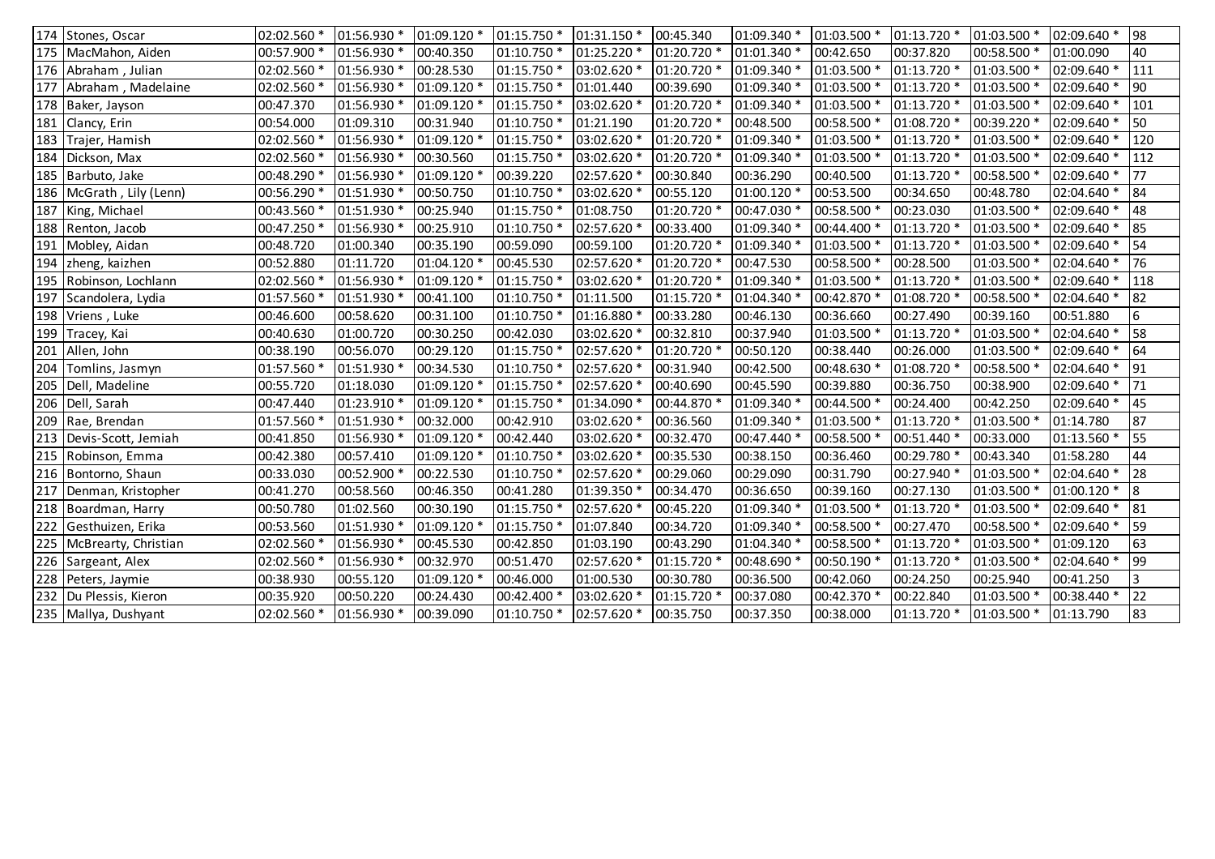| | | | | | | | | | | | | | |
|---|---|---|---|---|---|---|---|---|---|---|---|---|---|
| 174 | Stones, Oscar | 02:02.560 * | 01:56.930 * | 01:09.120 * | 01:15.750 * | 01:31.150 * | 00:45.340 | 01:09.340 * | 01:03.500 * | 01:13.720 * | 01:03.500 * | 02:09.640 * | 98 |
| 175 | MacMahon, Aiden | 00:57.900 * | 01:56.930 * | 00:40.350 | 01:10.750 * | 01:25.220 * | 01:20.720 * | 01:01.340 * | 00:42.650 | 00:37.820 | 00:58.500 * | 01:00.090 | 40 |
| 176 | Abraham , Julian | 02:02.560 * | 01:56.930 * | 00:28.530 | 01:15.750 * | 03:02.620 * | 01:20.720 * | 01:09.340 * | 01:03.500 * | 01:13.720 * | 01:03.500 * | 02:09.640 * | 111 |
| 177 | Abraham , Madelaine | 02:02.560 * | 01:56.930 * | 01:09.120 * | 01:15.750 * | 01:01.440 | 00:39.690 | 01:09.340 * | 01:03.500 * | 01:13.720 * | 01:03.500 * | 02:09.640 * | 90 |
| 178 | Baker, Jayson | 00:47.370 | 01:56.930 * | 01:09.120 * | 01:15.750 * | 03:02.620 * | 01:20.720 * | 01:09.340 * | 01:03.500 * | 01:13.720 * | 01:03.500 * | 02:09.640 * | 101 |
| 181 | Clancy, Erin | 00:54.000 | 01:09.310 | 00:31.940 | 01:10.750 * | 01:21.190 | 01:20.720 * | 00:48.500 | 00:58.500 * | 01:08.720 * | 00:39.220 * | 02:09.640 * | 50 |
| 183 | Trajer, Hamish | 02:02.560 * | 01:56.930 * | 01:09.120 * | 01:15.750 * | 03:02.620 * | 01:20.720 * | 01:09.340 * | 01:03.500 * | 01:13.720 * | 01:03.500 * | 02:09.640 * | 120 |
| 184 | Dickson, Max | 02:02.560 * | 01:56.930 * | 00:30.560 | 01:15.750 * | 03:02.620 * | 01:20.720 * | 01:09.340 * | 01:03.500 * | 01:13.720 * | 01:03.500 * | 02:09.640 * | 112 |
| 185 | Barbuto, Jake | 00:48.290 * | 01:56.930 * | 01:09.120 * | 00:39.220 | 02:57.620 * | 00:30.840 | 00:36.290 | 00:40.500 | 01:13.720 * | 00:58.500 * | 02:09.640 * | 77 |
| 186 | McGrath , Lily (Lenn) | 00:56.290 * | 01:51.930 * | 00:50.750 | 01:10.750 * | 03:02.620 * | 00:55.120 | 01:00.120 * | 00:53.500 | 00:34.650 | 00:48.780 | 02:04.640 * | 84 |
| 187 | King, Michael | 00:43.560 * | 01:51.930 * | 00:25.940 | 01:15.750 * | 01:08.750 | 01:20.720 * | 00:47.030 * | 00:58.500 * | 00:23.030 | 01:03.500 * | 02:09.640 * | 48 |
| 188 | Renton, Jacob | 00:47.250 * | 01:56.930 * | 00:25.910 | 01:10.750 * | 02:57.620 * | 00:33.400 | 01:09.340 * | 00:44.400 * | 01:13.720 * | 01:03.500 * | 02:09.640 * | 85 |
| 191 | Mobley, Aidan | 00:48.720 | 01:00.340 | 00:35.190 | 00:59.090 | 00:59.100 | 01:20.720 * | 01:09.340 * | 01:03.500 * | 01:13.720 * | 01:03.500 * | 02:09.640 * | 54 |
| 194 | zheng, kaizhen | 00:52.880 | 01:11.720 | 01:04.120 * | 00:45.530 | 02:57.620 * | 01:20.720 * | 00:47.530 | 00:58.500 * | 00:28.500 | 01:03.500 * | 02:04.640 * | 76 |
| 195 | Robinson, Lochlann | 02:02.560 * | 01:56.930 * | 01:09.120 * | 01:15.750 * | 03:02.620 * | 01:20.720 * | 01:09.340 * | 01:03.500 * | 01:13.720 * | 01:03.500 * | 02:09.640 * | 118 |
| 197 | Scandolera, Lydia | 01:57.560 * | 01:51.930 * | 00:41.100 | 01:10.750 * | 01:11.500 | 01:15.720 * | 01:04.340 * | 00:42.870 * | 01:08.720 * | 00:58.500 * | 02:04.640 * | 82 |
| 198 | Vriens , Luke | 00:46.600 | 00:58.620 | 00:31.100 | 01:10.750 * | 01:16.880 * | 00:33.280 | 00:46.130 | 00:36.660 | 00:27.490 | 00:39.160 | 00:51.880 | 6 |
| 199 | Tracey, Kai | 00:40.630 | 01:00.720 | 00:30.250 | 00:42.030 | 03:02.620 * | 00:32.810 | 00:37.940 | 01:03.500 * | 01:13.720 * | 01:03.500 * | 02:04.640 * | 58 |
| 201 | Allen, John | 00:38.190 | 00:56.070 | 00:29.120 | 01:15.750 * | 02:57.620 * | 01:20.720 * | 00:50.120 | 00:38.440 | 00:26.000 | 01:03.500 * | 02:09.640 * | 64 |
| 204 | Tomlins, Jasmyn | 01:57.560 * | 01:51.930 * | 00:34.530 | 01:10.750 * | 02:57.620 * | 00:31.940 | 00:42.500 | 00:48.630 * | 01:08.720 * | 00:58.500 * | 02:04.640 * | 91 |
| 205 | Dell, Madeline | 00:55.720 | 01:18.030 | 01:09.120 * | 01:15.750 * | 02:57.620 * | 00:40.690 | 00:45.590 | 00:39.880 | 00:36.750 | 00:38.900 | 02:09.640 * | 71 |
| 206 | Dell, Sarah | 00:47.440 | 01:23.910 * | 01:09.120 * | 01:15.750 * | 01:34.090 * | 00:44.870 * | 01:09.340 * | 00:44.500 * | 00:24.400 | 00:42.250 | 02:09.640 * | 45 |
| 209 | Rae, Brendan | 01:57.560 * | 01:51.930 * | 00:32.000 | 00:42.910 | 03:02.620 * | 00:36.560 | 01:09.340 * | 01:03.500 * | 01:13.720 * | 01:03.500 * | 01:14.780 | 87 |
| 213 | Devis-Scott, Jemiah | 00:41.850 | 01:56.930 * | 01:09.120 * | 00:42.440 | 03:02.620 * | 00:32.470 | 00:47.440 * | 00:58.500 * | 00:51.440 * | 00:33.000 | 01:13.560 * | 55 |
| 215 | Robinson, Emma | 00:42.380 | 00:57.410 | 01:09.120 * | 01:10.750 * | 03:02.620 * | 00:35.530 | 00:38.150 | 00:36.460 | 00:29.780 * | 00:43.340 | 01:58.280 | 44 |
| 216 | Bontorno, Shaun | 00:33.030 | 00:52.900 * | 00:22.530 | 01:10.750 * | 02:57.620 * | 00:29.060 | 00:29.090 | 00:31.790 | 00:27.940 * | 01:03.500 * | 02:04.640 * | 28 |
| 217 | Denman, Kristopher | 00:41.270 | 00:58.560 | 00:46.350 | 00:41.280 | 01:39.350 * | 00:34.470 | 00:36.650 | 00:39.160 | 00:27.130 | 01:03.500 * | 01:00.120 * | 8 |
| 218 | Boardman, Harry | 00:50.780 | 01:02.560 | 00:30.190 | 01:15.750 * | 02:57.620 * | 00:45.220 | 01:09.340 * | 01:03.500 * | 01:13.720 * | 01:03.500 * | 02:09.640 * | 81 |
| 222 | Gesthuizen, Erika | 00:53.560 | 01:51.930 * | 01:09.120 * | 01:15.750 * | 01:07.840 | 00:34.720 | 01:09.340 * | 00:58.500 * | 00:27.470 | 00:58.500 * | 02:09.640 * | 59 |
| 225 | McBrearty, Christian | 02:02.560 * | 01:56.930 * | 00:45.530 | 00:42.850 | 01:03.190 | 00:43.290 | 01:04.340 * | 00:58.500 * | 01:13.720 * | 01:03.500 * | 01:09.120 | 63 |
| 226 | Sargeant, Alex | 02:02.560 * | 01:56.930 * | 00:32.970 | 00:51.470 | 02:57.620 * | 01:15.720 * | 00:48.690 * | 00:50.190 * | 01:13.720 * | 01:03.500 * | 02:04.640 * | 99 |
| 228 | Peters, Jaymie | 00:38.930 | 00:55.120 | 01:09.120 * | 00:46.000 | 01:00.530 | 00:30.780 | 00:36.500 | 00:42.060 | 00:24.250 | 00:25.940 | 00:41.250 | 3 |
| 232 | Du Plessis, Kieron | 00:35.920 | 00:50.220 | 00:24.430 | 00:42.400 * | 03:02.620 * | 01:15.720 * | 00:37.080 | 00:42.370 * | 00:22.840 | 01:03.500 * | 00:38.440 * | 22 |
| 235 | Mallya, Dushyant | 02:02.560 * | 01:56.930 * | 00:39.090 | 01:10.750 * | 02:57.620 * | 00:35.750 | 00:37.350 | 00:38.000 | 01:13.720 * | 01:03.500 * | 01:13.790 | 83 |